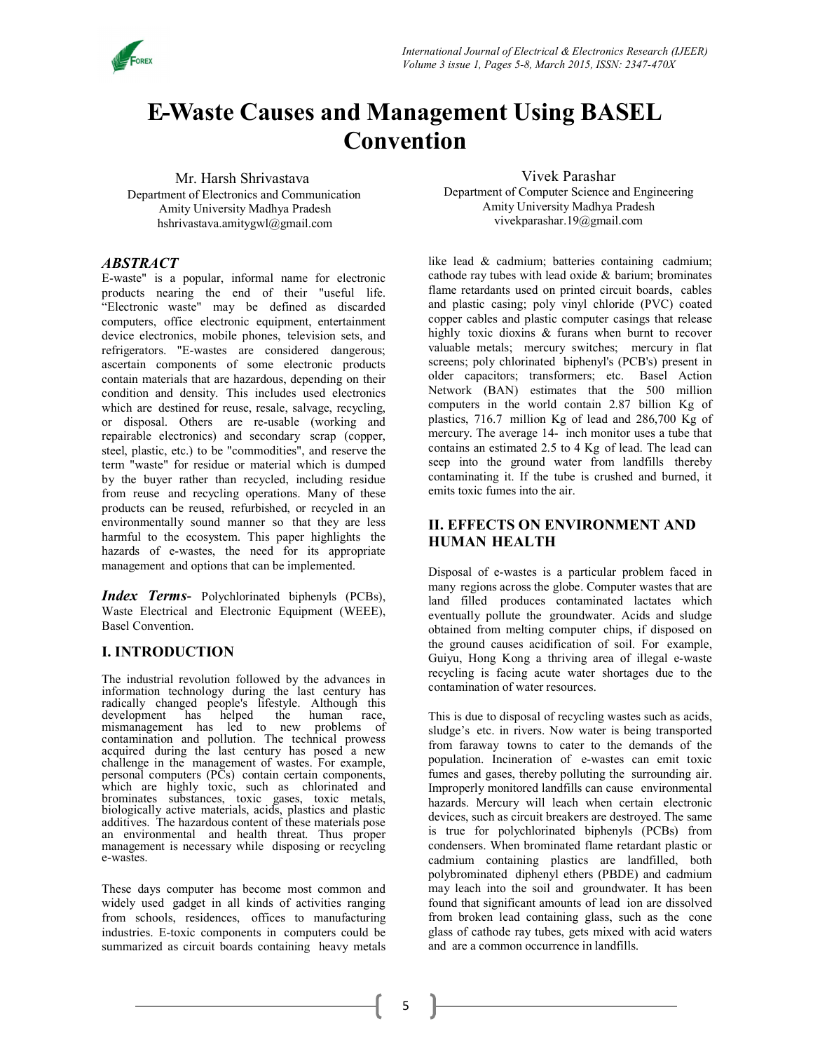# E-Waste Causes and Management Using BASEL Convention

Mr. Harsh Shrivastava
Department of Electronics and Communication
Amity University Madhya Pradesh
hshrivastava.amitygwl@gmail.com

Vivek Parashar
Department of Computer Science and Engineering
Amity University Madhya Pradesh
vivekparashar.19@gmail.com

## *ABSTRACT*

E-waste" is a popular, informal name for electronic products nearing the end of their "useful life. "Electronic waste" may be defined as discarded computers, office electronic equipment, entertainment device electronics, mobile phones, television sets, and refrigerators. "E-wastes are considered dangerous; ascertain components of some electronic products contain materials that are hazardous, depending on their condition and density. This includes used electronics which are destined for reuse, resale, salvage, recycling, or disposal. Others are re-usable (working and repairable electronics) and secondary scrap (copper, steel, plastic, etc.) to be "commodities", and reserve the term "waste" for residue or material which is dumped by the buyer rather than recycled, including residue from reuse and recycling operations. Many of these products can be reused, refurbished, or recycled in an environmentally sound manner so that they are less harmful to the ecosystem. This paper highlights the hazards of e-wastes, the need for its appropriate management and options that can be implemented.

***Index Terms***- Polychlorinated biphenyls (PCBs), Waste Electrical and Electronic Equipment (WEEE), Basel Convention.

## I. INTRODUCTION

The industrial revolution followed by the advances in information technology during the last century has radically changed people's lifestyle. Although this development has helped the human race, mismanagement has led to new problems of contamination and pollution. The technical prowess acquired during the last century has posed a new challenge in the management of wastes. For example, personal computers (PCs) contain certain components, which are highly toxic, such as chlorinated and brominates substances, toxic gases, toxic metals, biologically active materials, acids, plastics and plastic additives. The hazardous content of these materials pose an environmental and health threat. Thus proper management is necessary while disposing or recycling e-wastes.

These days computer has become most common and widely used gadget in all kinds of activities ranging from schools, residences, offices to manufacturing industries. E-toxic components in computers could be summarized as circuit boards containing heavy metals like lead & cadmium; batteries containing cadmium; cathode ray tubes with lead oxide & barium; brominates flame retardants used on printed circuit boards, cables and plastic casing; poly vinyl chloride (PVC) coated copper cables and plastic computer casings that release highly toxic dioxins & furans when burnt to recover valuable metals; mercury switches; mercury in flat screens; poly chlorinated biphenyl's (PCB's) present in older capacitors; transformers; etc. Basel Action Network (BAN) estimates that the 500 million computers in the world contain 2.87 billion Kg of plastics, 716.7 million Kg of lead and 286,700 Kg of mercury. The average 14- inch monitor uses a tube that contains an estimated 2.5 to 4 Kg of lead. The lead can seep into the ground water from landfills thereby contaminating it. If the tube is crushed and burned, it emits toxic fumes into the air.

## II. EFFECTS ON ENVIRONMENT AND HUMAN HEALTH

Disposal of e-wastes is a particular problem faced in many regions across the globe. Computer wastes that are land filled produces contaminated lactates which eventually pollute the groundwater. Acids and sludge obtained from melting computer chips, if disposed on the ground causes acidification of soil. For example, Guiyu, Hong Kong a thriving area of illegal e-waste recycling is facing acute water shortages due to the contamination of water resources.

This is due to disposal of recycling wastes such as acids, sludge's etc. in rivers. Now water is being transported from faraway towns to cater to the demands of the population. Incineration of e-wastes can emit toxic fumes and gases, thereby polluting the surrounding air. Improperly monitored landfills can cause environmental hazards. Mercury will leach when certain electronic devices, such as circuit breakers are destroyed. The same is true for polychlorinated biphenyls (PCBs) from condensers. When brominated flame retardant plastic or cadmium containing plastics are landfilled, both polybrominated diphenyl ethers (PBDE) and cadmium may leach into the soil and groundwater. It has been found that significant amounts of lead ion are dissolved from broken lead containing glass, such as the cone glass of cathode ray tubes, gets mixed with acid waters and are a common occurrence in landfills.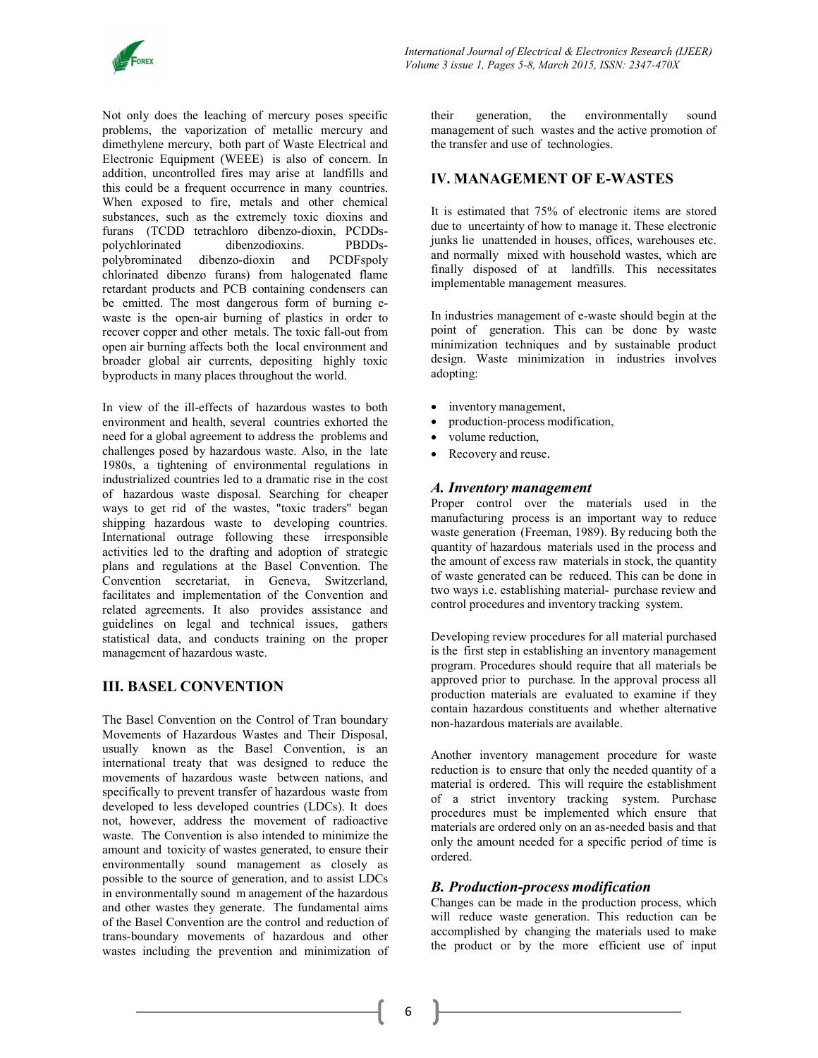Not only does the leaching of mercury poses specific problems, the vaporization of metallic mercury and dimethylene mercury, both part of Waste Electrical and Electronic Equipment (WEEE) is also of concern. In addition, uncontrolled fires may arise at landfills and this could be a frequent occurrence in many countries. When exposed to fire, metals and other chemical substances, such as the extremely toxic dioxins and furans (TCDD tetrachloro dibenzo-dioxin, PCDDs-polychlorinated dibenzodioxins. PBDDs-polybrominated dibenzo-dioxin and PCDFspoly chlorinated dibenzo furans) from halogenated flame retardant products and PCB containing condensers can be emitted. The most dangerous form of burning e-waste is the open-air burning of plastics in order to recover copper and other metals. The toxic fall-out from open air burning affects both the local environment and broader global air currents, depositing highly toxic byproducts in many places throughout the world.

In view of the ill-effects of hazardous wastes to both environment and health, several countries exhorted the need for a global agreement to address the problems and challenges posed by hazardous waste. Also, in the late 1980s, a tightening of environmental regulations in industrialized countries led to a dramatic rise in the cost of hazardous waste disposal. Searching for cheaper ways to get rid of the wastes, "toxic traders" began shipping hazardous waste to developing countries. International outrage following these irresponsible activities led to the drafting and adoption of strategic plans and regulations at the Basel Convention. The Convention secretariat, in Geneva, Switzerland, facilitates and implementation of the Convention and related agreements. It also provides assistance and guidelines on legal and technical issues, gathers statistical data, and conducts training on the proper management of hazardous waste.

## III. BASEL CONVENTION

The Basel Convention on the Control of Tran boundary Movements of Hazardous Wastes and Their Disposal, usually known as the Basel Convention, is an international treaty that was designed to reduce the movements of hazardous waste between nations, and specifically to prevent transfer of hazardous waste from developed to less developed countries (LDCs). It does not, however, address the movement of radioactive waste. The Convention is also intended to minimize the amount and toxicity of wastes generated, to ensure their environmentally sound management as closely as possible to the source of generation, and to assist LDCs in environmentally sound m anagement of the hazardous and other wastes they generate. The fundamental aims of the Basel Convention are the control and reduction of trans-boundary movements of hazardous and other wastes including the prevention and minimization of their generation, the environmentally sound management of such wastes and the active promotion of the transfer and use of technologies.

## IV. MANAGEMENT OF E-WASTES

It is estimated that 75% of electronic items are stored due to uncertainty of how to manage it. These electronic junks lie unattended in houses, offices, warehouses etc. and normally mixed with household wastes, which are finally disposed of at landfills. This necessitates implementable management measures.

In industries management of e-waste should begin at the point of generation. This can be done by waste minimization techniques and by sustainable product design. Waste minimization in industries involves adopting:

- inventory management,
- production-process modification,
- volume reduction,
- Recovery and reuse.

### *A. Inventory management*

Proper control over the materials used in the manufacturing process is an important way to reduce waste generation (Freeman, 1989). By reducing both the quantity of hazardous materials used in the process and the amount of excess raw materials in stock, the quantity of waste generated can be reduced. This can be done in two ways i.e. establishing material- purchase review and control procedures and inventory tracking system.

Developing review procedures for all material purchased is the first step in establishing an inventory management program. Procedures should require that all materials be approved prior to purchase. In the approval process all production materials are evaluated to examine if they contain hazardous constituents and whether alternative non-hazardous materials are available.

Another inventory management procedure for waste reduction is to ensure that only the needed quantity of a material is ordered. This will require the establishment of a strict inventory tracking system. Purchase procedures must be implemented which ensure that materials are ordered only on an as-needed basis and that only the amount needed for a specific period of time is ordered.

### *B. Production-process modification*

Changes can be made in the production process, which will reduce waste generation. This reduction can be accomplished by changing the materials used to make the product or by the more efficient use of input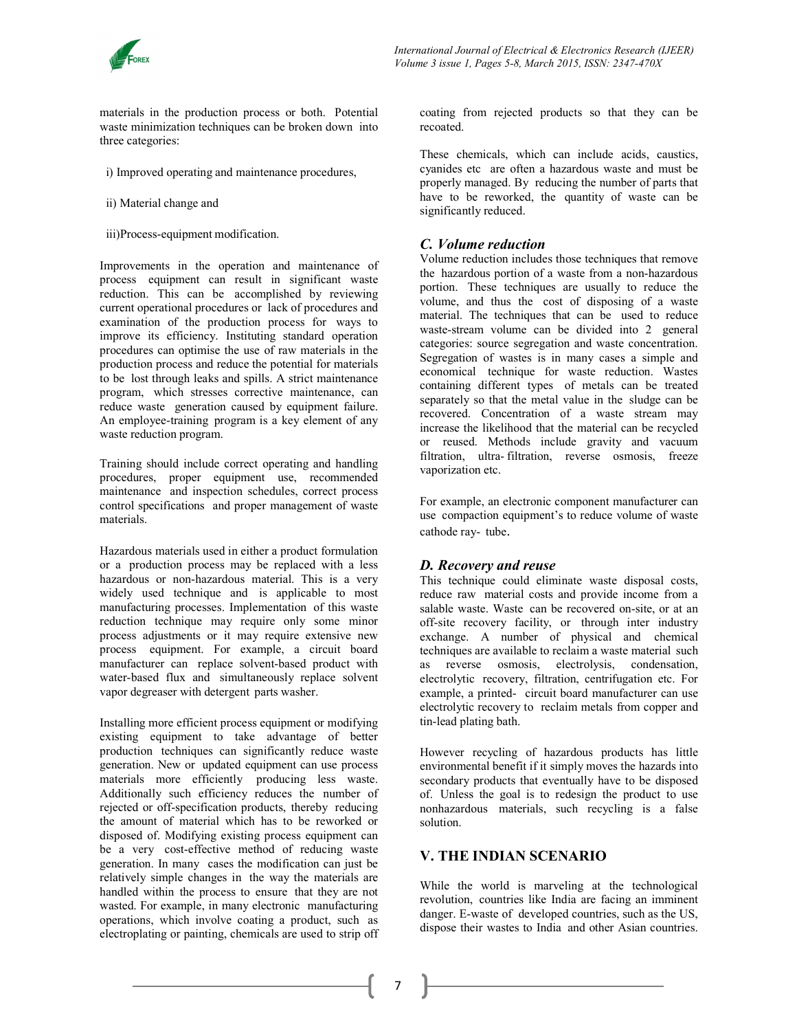materials in the production process or both. Potential waste minimization techniques can be broken down into three categories:

i) Improved operating and maintenance procedures,

ii) Material change and

iii)Process-equipment modification.

Improvements in the operation and maintenance of process equipment can result in significant waste reduction. This can be accomplished by reviewing current operational procedures or lack of procedures and examination of the production process for ways to improve its efficiency. Instituting standard operation procedures can optimise the use of raw materials in the production process and reduce the potential for materials to be lost through leaks and spills. A strict maintenance program, which stresses corrective maintenance, can reduce waste generation caused by equipment failure. An employee-training program is a key element of any waste reduction program.

Training should include correct operating and handling procedures, proper equipment use, recommended maintenance and inspection schedules, correct process control specifications and proper management of waste materials.

Hazardous materials used in either a product formulation or a production process may be replaced with a less hazardous or non-hazardous material. This is a very widely used technique and is applicable to most manufacturing processes. Implementation of this waste reduction technique may require only some minor process adjustments or it may require extensive new process equipment. For example, a circuit board manufacturer can replace solvent-based product with water-based flux and simultaneously replace solvent vapor degreaser with detergent parts washer.

Installing more efficient process equipment or modifying existing equipment to take advantage of better production techniques can significantly reduce waste generation. New or updated equipment can use process materials more efficiently producing less waste. Additionally such efficiency reduces the number of rejected or off-specification products, thereby reducing the amount of material which has to be reworked or disposed of. Modifying existing process equipment can be a very cost-effective method of reducing waste generation. In many cases the modification can just be relatively simple changes in the way the materials are handled within the process to ensure that they are not wasted. For example, in many electronic manufacturing operations, which involve coating a product, such as electroplating or painting, chemicals are used to strip off coating from rejected products so that they can be recoated.

These chemicals, which can include acids, caustics, cyanides etc are often a hazardous waste and must be properly managed. By reducing the number of parts that have to be reworked, the quantity of waste can be significantly reduced.

### *C. Volume reduction*

Volume reduction includes those techniques that remove the hazardous portion of a waste from a non-hazardous portion. These techniques are usually to reduce the volume, and thus the cost of disposing of a waste material. The techniques that can be used to reduce waste-stream volume can be divided into 2 general categories: source segregation and waste concentration. Segregation of wastes is in many cases a simple and economical technique for waste reduction. Wastes containing different types of metals can be treated separately so that the metal value in the sludge can be recovered. Concentration of a waste stream may increase the likelihood that the material can be recycled or reused. Methods include gravity and vacuum filtration, ultra- filtration, reverse osmosis, freeze vaporization etc.

For example, an electronic component manufacturer can use compaction equipment's to reduce volume of waste cathode ray- tube.

### *D. Recovery and reuse*

This technique could eliminate waste disposal costs, reduce raw material costs and provide income from a salable waste. Waste can be recovered on-site, or at an off-site recovery facility, or through inter industry exchange. A number of physical and chemical techniques are available to reclaim a waste material such as reverse osmosis, electrolysis, condensation, electrolytic recovery, filtration, centrifugation etc. For example, a printed- circuit board manufacturer can use electrolytic recovery to reclaim metals from copper and tin-lead plating bath.

However recycling of hazardous products has little environmental benefit if it simply moves the hazards into secondary products that eventually have to be disposed of. Unless the goal is to redesign the product to use nonhazardous materials, such recycling is a false solution.

## V. THE INDIAN SCENARIO

While the world is marveling at the technological revolution, countries like India are facing an imminent danger. E-waste of developed countries, such as the US, dispose their wastes to India and other Asian countries.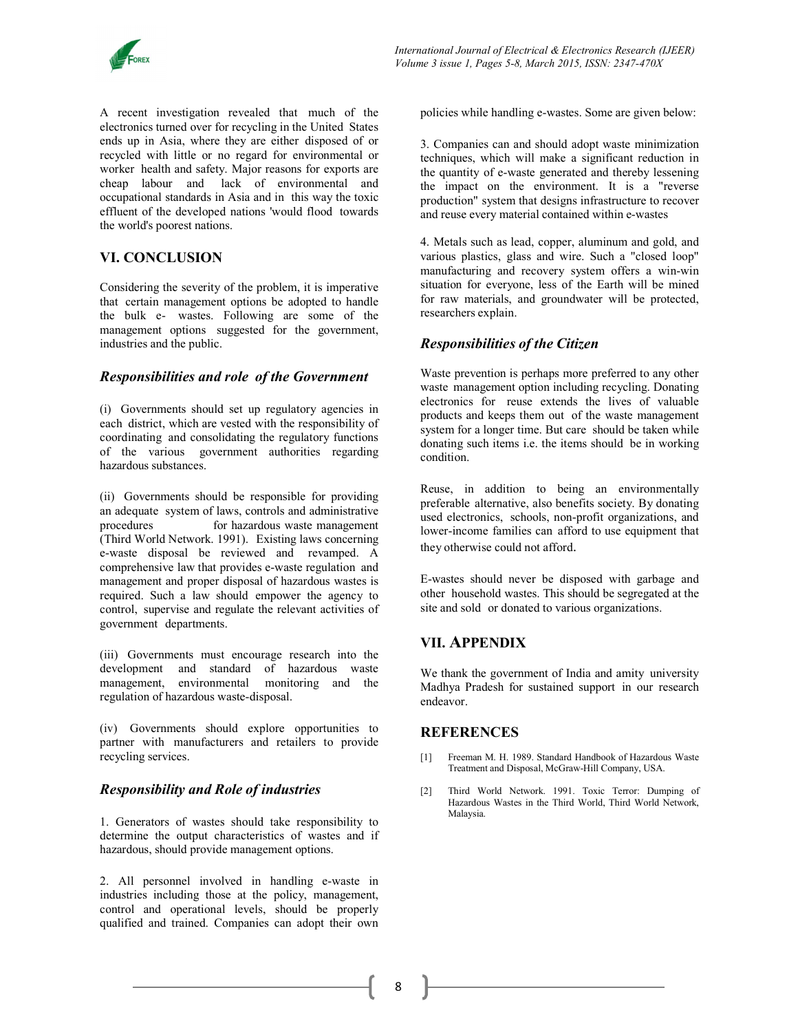A recent investigation revealed that much of the electronics turned over for recycling in the United States ends up in Asia, where they are either disposed of or recycled with little or no regard for environmental or worker health and safety. Major reasons for exports are cheap labour and lack of environmental and occupational standards in Asia and in this way the toxic effluent of the developed nations 'would flood towards the world's poorest nations.

## VI. CONCLUSION

Considering the severity of the problem, it is imperative that certain management options be adopted to handle the bulk e- wastes. Following are some of the management options suggested for the government, industries and the public.

### *Responsibilities and role of the Government*

(i) Governments should set up regulatory agencies in each district, which are vested with the responsibility of coordinating and consolidating the regulatory functions of the various government authorities regarding hazardous substances.

(ii) Governments should be responsible for providing an adequate system of laws, controls and administrative procedures for hazardous waste management (Third World Network. 1991). Existing laws concerning e-waste disposal be reviewed and revamped. A comprehensive law that provides e-waste regulation and management and proper disposal of hazardous wastes is required. Such a law should empower the agency to control, supervise and regulate the relevant activities of government departments.

(iii) Governments must encourage research into the development and standard of hazardous waste management, environmental monitoring and the regulation of hazardous waste-disposal.

(iv) Governments should explore opportunities to partner with manufacturers and retailers to provide recycling services.

### *Responsibility and Role of industries*

1. Generators of wastes should take responsibility to determine the output characteristics of wastes and if hazardous, should provide management options.

2. All personnel involved in handling e-waste in industries including those at the policy, management, control and operational levels, should be properly qualified and trained. Companies can adopt their own policies while handling e-wastes. Some are given below:

3. Companies can and should adopt waste minimization techniques, which will make a significant reduction in the quantity of e-waste generated and thereby lessening the impact on the environment. It is a "reverse production" system that designs infrastructure to recover and reuse every material contained within e-wastes

4. Metals such as lead, copper, aluminum and gold, and various plastics, glass and wire. Such a "closed loop" manufacturing and recovery system offers a win-win situation for everyone, less of the Earth will be mined for raw materials, and groundwater will be protected, researchers explain.

### *Responsibilities of the Citizen*

Waste prevention is perhaps more preferred to any other waste management option including recycling. Donating electronics for reuse extends the lives of valuable products and keeps them out of the waste management system for a longer time. But care should be taken while donating such items i.e. the items should be in working condition.

Reuse, in addition to being an environmentally preferable alternative, also benefits society. By donating used electronics, schools, non-profit organizations, and lower-income families can afford to use equipment that they otherwise could not afford.

E-wastes should never be disposed with garbage and other household wastes. This should be segregated at the site and sold or donated to various organizations.

## VII. APPENDIX

We thank the government of India and amity university Madhya Pradesh for sustained support in our research endeavor.

## REFERENCES

[1] Freeman M. H. 1989. Standard Handbook of Hazardous Waste Treatment and Disposal, McGraw-Hill Company, USA.

[2] Third World Network. 1991. Toxic Terror: Dumping of Hazardous Wastes in the Third World, Third World Network, Malaysia.